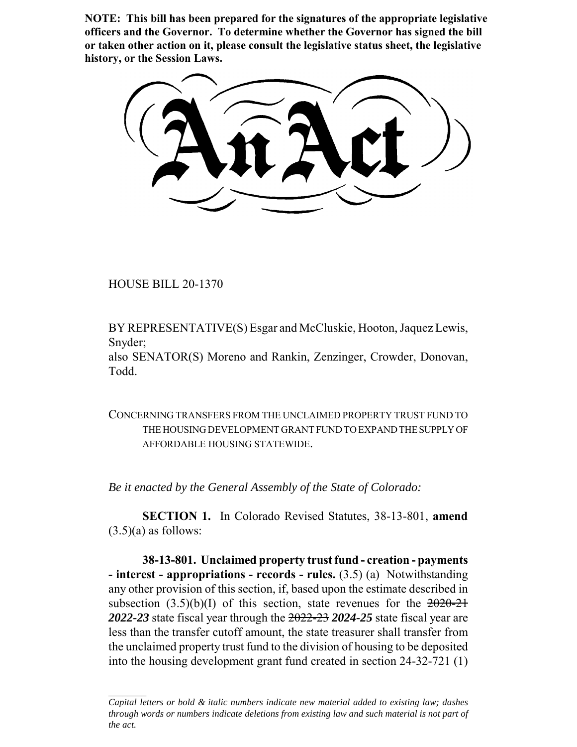**NOTE: This bill has been prepared for the signatures of the appropriate legislative officers and the Governor. To determine whether the Governor has signed the bill or taken other action on it, please consult the legislative status sheet, the legislative history, or the Session Laws.**

# An Act

HOUSE BILL 20-1370

BY REPRESENTATIVE(S) Esgar and McCluskie, Hooton, Jaquez Lewis, Snyder;
also SENATOR(S) Moreno and Rankin, Zenzinger, Crowder, Donovan, Todd.

CONCERNING TRANSFERS FROM THE UNCLAIMED PROPERTY TRUST FUND TO THE HOUSING DEVELOPMENT GRANT FUND TO EXPAND THE SUPPLY OF AFFORDABLE HOUSING STATEWIDE.

*Be it enacted by the General Assembly of the State of Colorado:*

**SECTION 1.** In Colorado Revised Statutes, 38-13-801, **amend** (3.5)(a) as follows:

**38-13-801. Unclaimed property trust fund - creation - payments - interest - appropriations - records - rules.** (3.5) (a) Notwithstanding any other provision of this section, if, based upon the estimate described in subsection (3.5)(b)(I) of this section, state revenues for the ~~2020-21~~ ***2022-23*** state fiscal year through the ~~2022-23~~ ***2024-25*** state fiscal year are less than the transfer cutoff amount, the state treasurer shall transfer from the unclaimed property trust fund to the division of housing to be deposited into the housing development grant fund created in section 24-32-721 (1)

*Capital letters or bold & italic numbers indicate new material added to existing law; dashes through words or numbers indicate deletions from existing law and such material is not part of the act.*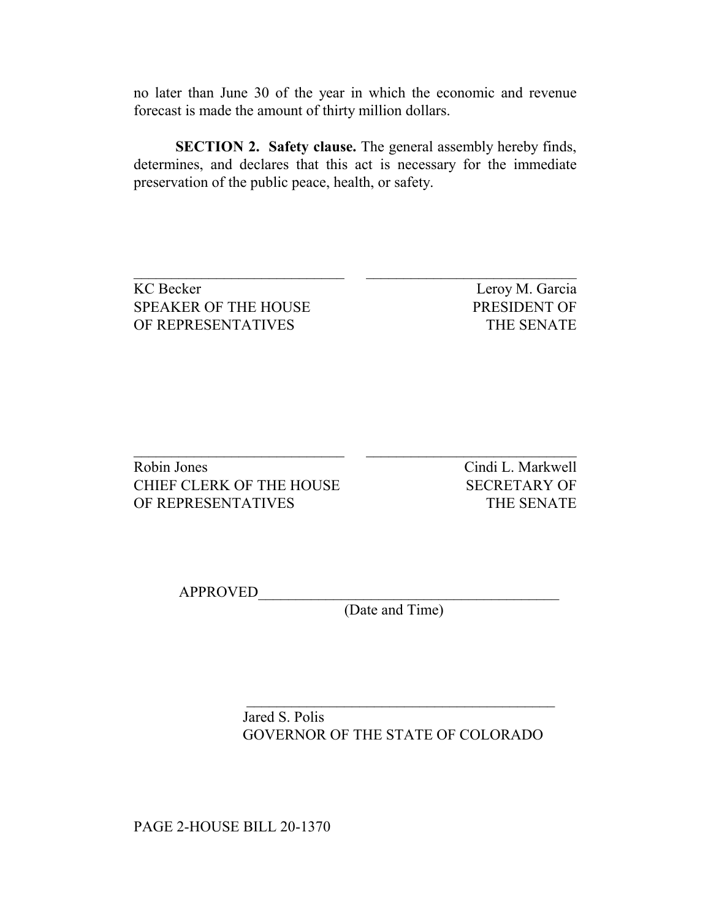no later than June 30 of the year in which the economic and revenue forecast is made the amount of thirty million dollars.

**SECTION 2. Safety clause.** The general assembly hereby finds, determines, and declares that this act is necessary for the immediate preservation of the public peace, health, or safety.

____________________________  ____________________________
KC Becker  
SPEAKER OF THE HOUSE  
OF REPRESENTATIVES

Leroy M. Garcia  
PRESIDENT OF  
THE SENATE

____________________________  ____________________________
Robin Jones  
CHIEF CLERK OF THE HOUSE  
OF REPRESENTATIVES

Cindi L. Markwell  
SECRETARY OF  
THE SENATE

APPROVED________________________________________  
(Date and Time)

_________________________________________
Jared S. Polis  
GOVERNOR OF THE STATE OF COLORADO

PAGE 2-HOUSE BILL 20-1370